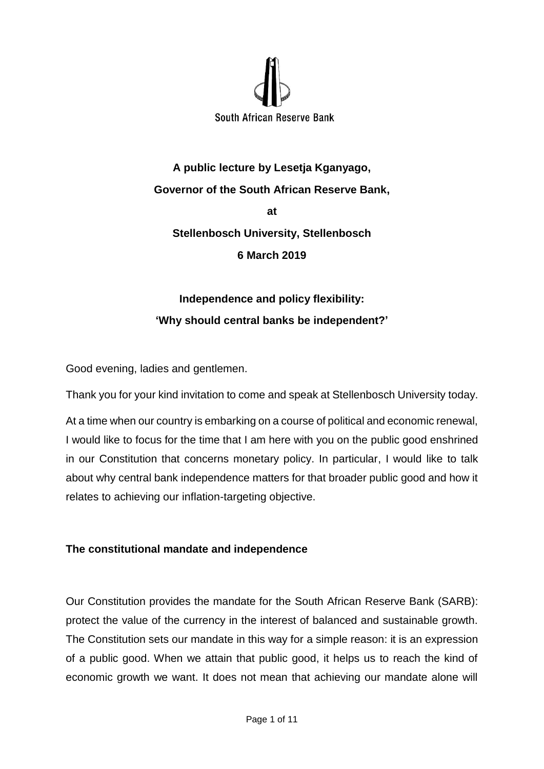South African Reserve Bank

**A public lecture by Lesetja Kganyago,**

**Governor of the South African Reserve Bank,**

**at**

**Stellenbosch University, Stellenbosch**

**6 March 2019**

# Independence and policy flexibility: 'Why should central banks be independent?'

Good evening, ladies and gentlemen.

Thank you for your kind invitation to come and speak at Stellenbosch University today.

At a time when our country is embarking on a course of political and economic renewal, I would like to focus for the time that I am here with you on the public good enshrined in our Constitution that concerns monetary policy. In particular, I would like to talk about why central bank independence matters for that broader public good and how it relates to achieving our inflation-targeting objective.

## The constitutional mandate and independence

Our Constitution provides the mandate for the South African Reserve Bank (SARB): protect the value of the currency in the interest of balanced and sustainable growth. The Constitution sets our mandate in this way for a simple reason: it is an expression of a public good. When we attain that public good, it helps us to reach the kind of economic growth we want. It does not mean that achieving our mandate alone will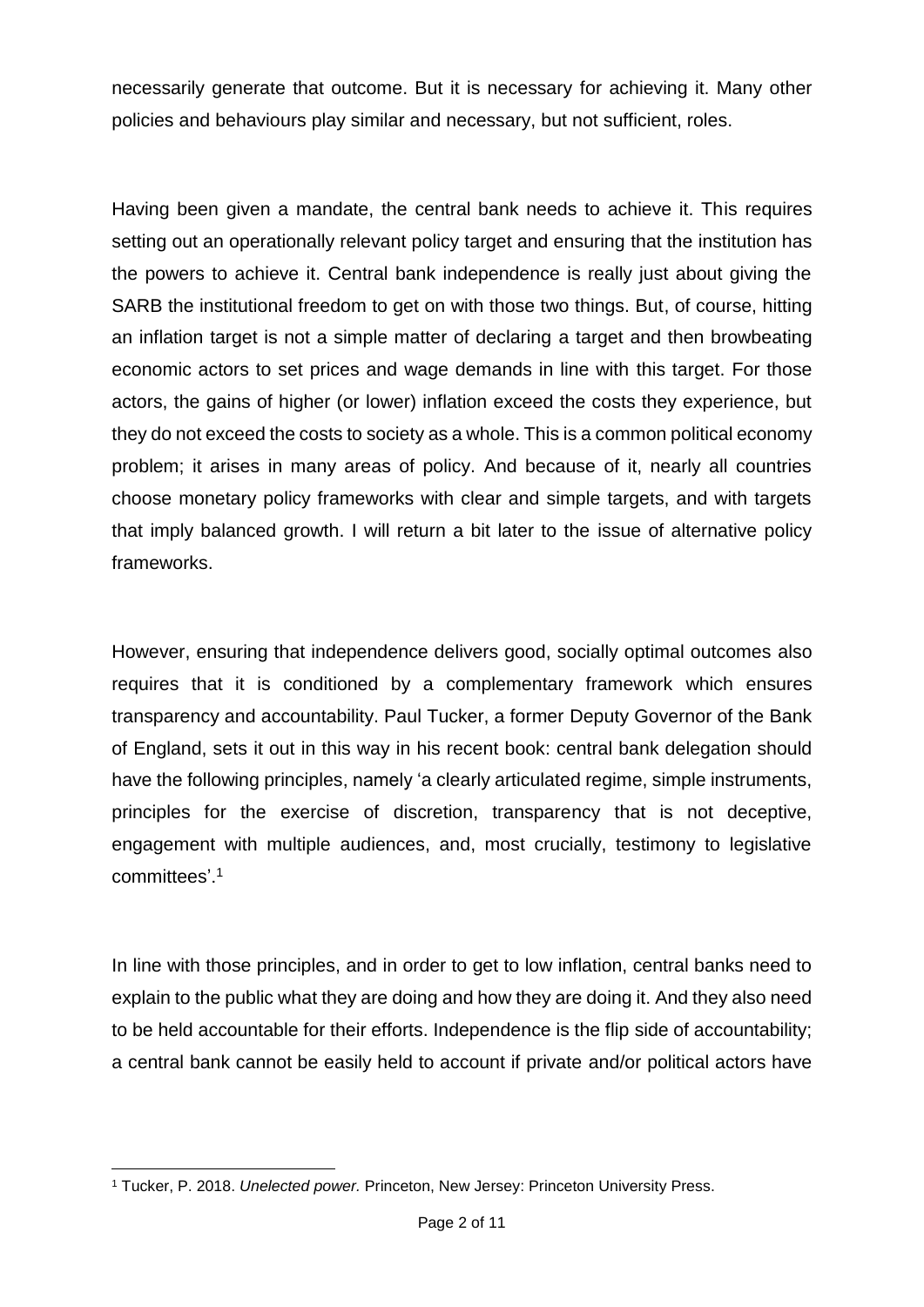necessarily generate that outcome. But it is necessary for achieving it. Many other policies and behaviours play similar and necessary, but not sufficient, roles.

Having been given a mandate, the central bank needs to achieve it. This requires setting out an operationally relevant policy target and ensuring that the institution has the powers to achieve it. Central bank independence is really just about giving the SARB the institutional freedom to get on with those two things. But, of course, hitting an inflation target is not a simple matter of declaring a target and then browbeating economic actors to set prices and wage demands in line with this target. For those actors, the gains of higher (or lower) inflation exceed the costs they experience, but they do not exceed the costs to society as a whole. This is a common political economy problem; it arises in many areas of policy. And because of it, nearly all countries choose monetary policy frameworks with clear and simple targets, and with targets that imply balanced growth. I will return a bit later to the issue of alternative policy frameworks.

However, ensuring that independence delivers good, socially optimal outcomes also requires that it is conditioned by a complementary framework which ensures transparency and accountability. Paul Tucker, a former Deputy Governor of the Bank of England, sets it out in this way in his recent book: central bank delegation should have the following principles, namely 'a clearly articulated regime, simple instruments, principles for the exercise of discretion, transparency that is not deceptive, engagement with multiple audiences, and, most crucially, testimony to legislative committees'.[1]

In line with those principles, and in order to get to low inflation, central banks need to explain to the public what they are doing and how they are doing it. And they also need to be held accountable for their efforts. Independence is the flip side of accountability; a central bank cannot be easily held to account if private and/or political actors have

[1] Tucker, P. 2018. *Unelected power.* Princeton, New Jersey: Princeton University Press.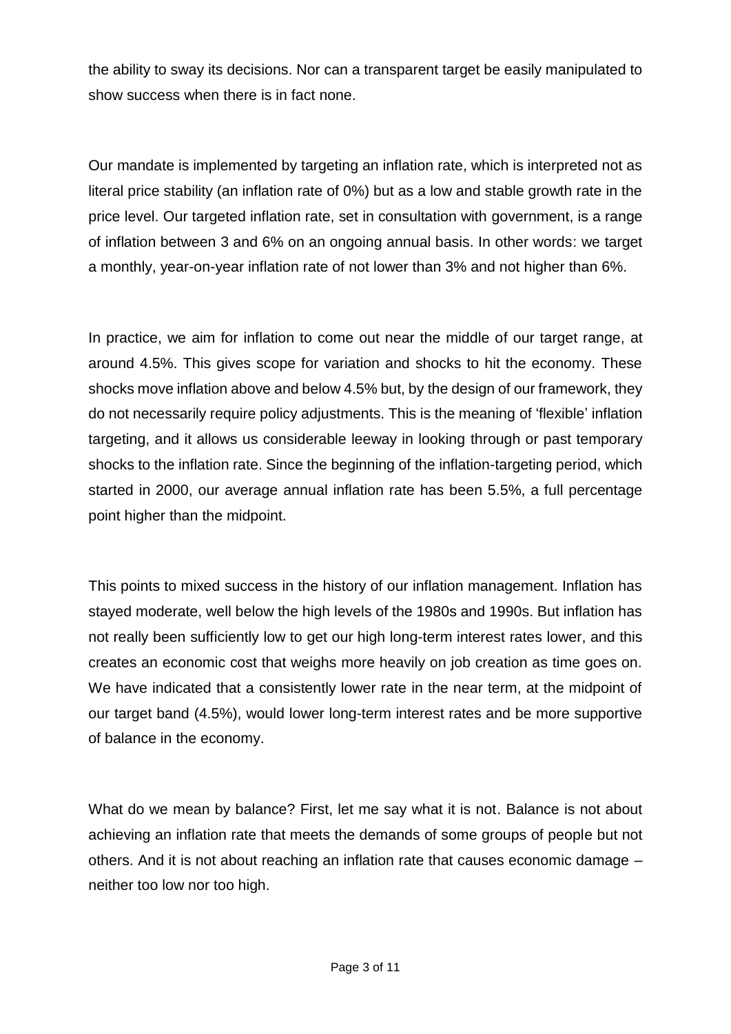the ability to sway its decisions. Nor can a transparent target be easily manipulated to show success when there is in fact none.

Our mandate is implemented by targeting an inflation rate, which is interpreted not as literal price stability (an inflation rate of 0%) but as a low and stable growth rate in the price level. Our targeted inflation rate, set in consultation with government, is a range of inflation between 3 and 6% on an ongoing annual basis. In other words: we target a monthly, year-on-year inflation rate of not lower than 3% and not higher than 6%.

In practice, we aim for inflation to come out near the middle of our target range, at around 4.5%. This gives scope for variation and shocks to hit the economy. These shocks move inflation above and below 4.5% but, by the design of our framework, they do not necessarily require policy adjustments. This is the meaning of 'flexible' inflation targeting, and it allows us considerable leeway in looking through or past temporary shocks to the inflation rate. Since the beginning of the inflation-targeting period, which started in 2000, our average annual inflation rate has been 5.5%, a full percentage point higher than the midpoint.

This points to mixed success in the history of our inflation management. Inflation has stayed moderate, well below the high levels of the 1980s and 1990s. But inflation has not really been sufficiently low to get our high long-term interest rates lower, and this creates an economic cost that weighs more heavily on job creation as time goes on. We have indicated that a consistently lower rate in the near term, at the midpoint of our target band (4.5%), would lower long-term interest rates and be more supportive of balance in the economy.

What do we mean by balance? First, let me say what it is not. Balance is not about achieving an inflation rate that meets the demands of some groups of people but not others. And it is not about reaching an inflation rate that causes economic damage – neither too low nor too high.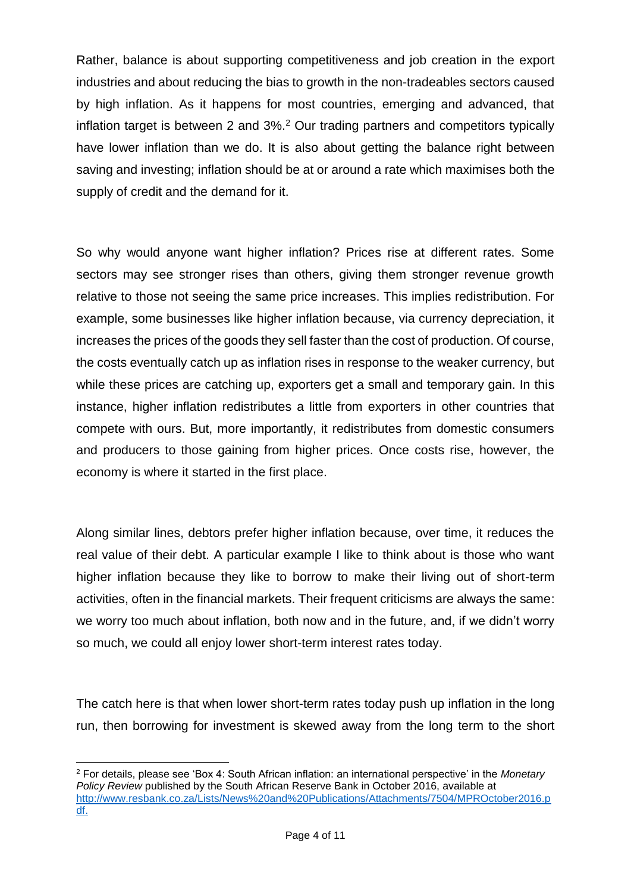Rather, balance is about supporting competitiveness and job creation in the export industries and about reducing the bias to growth in the non-tradeables sectors caused by high inflation. As it happens for most countries, emerging and advanced, that inflation target is between 2 and 3%.[2] Our trading partners and competitors typically have lower inflation than we do. It is also about getting the balance right between saving and investing; inflation should be at or around a rate which maximises both the supply of credit and the demand for it.

So why would anyone want higher inflation? Prices rise at different rates. Some sectors may see stronger rises than others, giving them stronger revenue growth relative to those not seeing the same price increases. This implies redistribution. For example, some businesses like higher inflation because, via currency depreciation, it increases the prices of the goods they sell faster than the cost of production. Of course, the costs eventually catch up as inflation rises in response to the weaker currency, but while these prices are catching up, exporters get a small and temporary gain. In this instance, higher inflation redistributes a little from exporters in other countries that compete with ours. But, more importantly, it redistributes from domestic consumers and producers to those gaining from higher prices. Once costs rise, however, the economy is where it started in the first place.

Along similar lines, debtors prefer higher inflation because, over time, it reduces the real value of their debt. A particular example I like to think about is those who want higher inflation because they like to borrow to make their living out of short-term activities, often in the financial markets. Their frequent criticisms are always the same: we worry too much about inflation, both now and in the future, and, if we didn't worry so much, we could all enjoy lower short-term interest rates today.

The catch here is that when lower short-term rates today push up inflation in the long run, then borrowing for investment is skewed away from the long term to the short

[2] For details, please see 'Box 4: South African inflation: an international perspective' in the *Monetary Policy Review* published by the South African Reserve Bank in October 2016, available at http://www.resbank.co.za/Lists/News%20and%20Publications/Attachments/7504/MPROctober2016.pdf.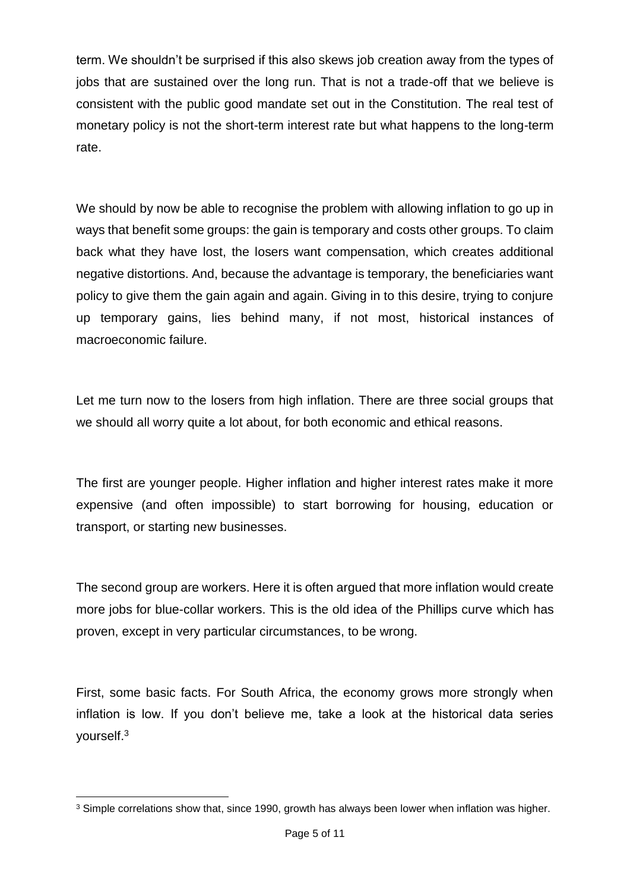term. We shouldn't be surprised if this also skews job creation away from the types of jobs that are sustained over the long run. That is not a trade-off that we believe is consistent with the public good mandate set out in the Constitution. The real test of monetary policy is not the short-term interest rate but what happens to the long-term rate.

We should by now be able to recognise the problem with allowing inflation to go up in ways that benefit some groups: the gain is temporary and costs other groups. To claim back what they have lost, the losers want compensation, which creates additional negative distortions. And, because the advantage is temporary, the beneficiaries want policy to give them the gain again and again. Giving in to this desire, trying to conjure up temporary gains, lies behind many, if not most, historical instances of macroeconomic failure.

Let me turn now to the losers from high inflation. There are three social groups that we should all worry quite a lot about, for both economic and ethical reasons.

The first are younger people. Higher inflation and higher interest rates make it more expensive (and often impossible) to start borrowing for housing, education or transport, or starting new businesses.

The second group are workers. Here it is often argued that more inflation would create more jobs for blue-collar workers. This is the old idea of the Phillips curve which has proven, except in very particular circumstances, to be wrong.

First, some basic facts. For South Africa, the economy grows more strongly when inflation is low. If you don't believe me, take a look at the historical data series yourself.[3]

[3] Simple correlations show that, since 1990, growth has always been lower when inflation was higher.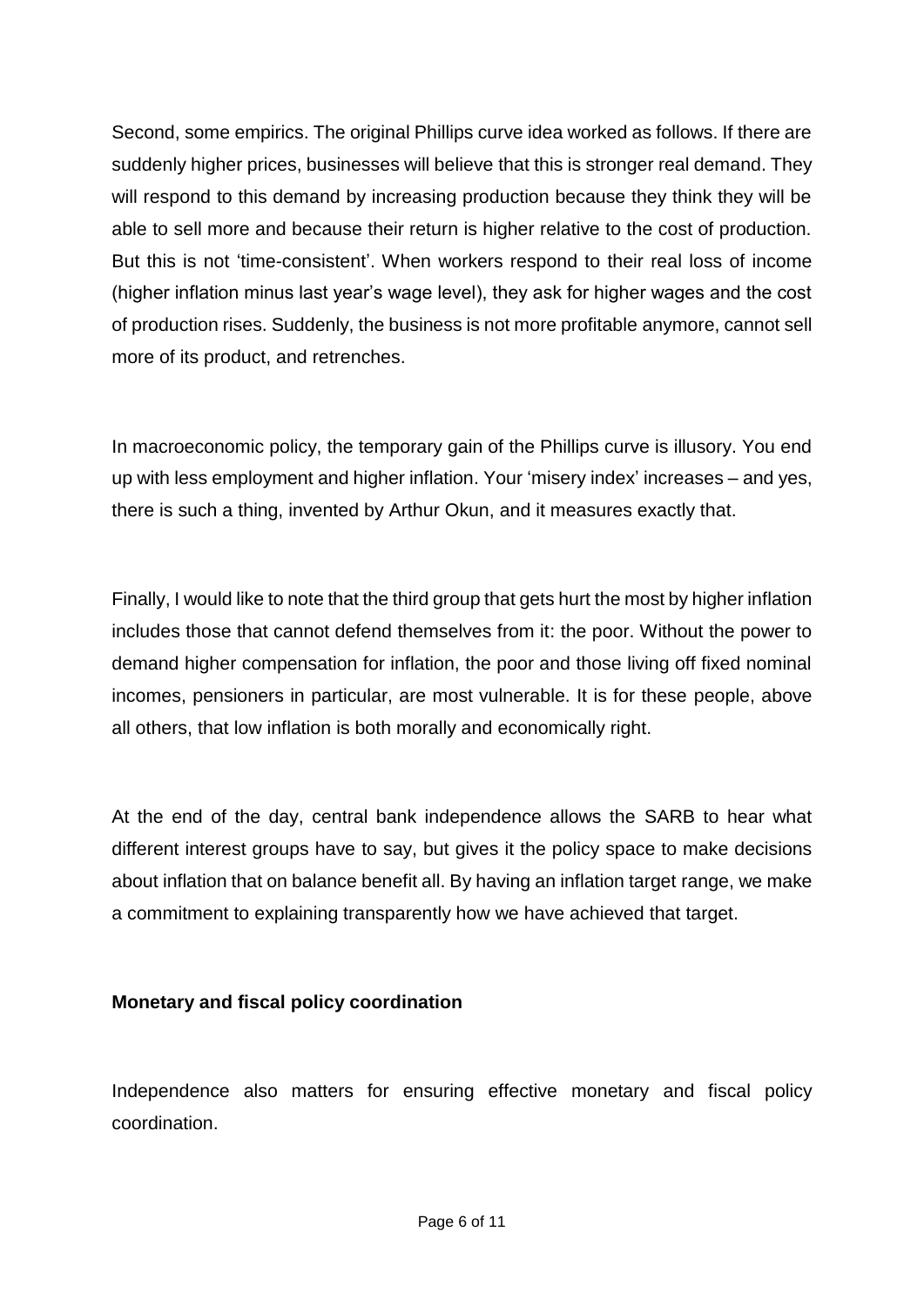Second, some empirics. The original Phillips curve idea worked as follows. If there are suddenly higher prices, businesses will believe that this is stronger real demand. They will respond to this demand by increasing production because they think they will be able to sell more and because their return is higher relative to the cost of production. But this is not 'time-consistent'. When workers respond to their real loss of income (higher inflation minus last year's wage level), they ask for higher wages and the cost of production rises. Suddenly, the business is not more profitable anymore, cannot sell more of its product, and retrenches.

In macroeconomic policy, the temporary gain of the Phillips curve is illusory. You end up with less employment and higher inflation. Your 'misery index' increases – and yes, there is such a thing, invented by Arthur Okun, and it measures exactly that.

Finally, I would like to note that the third group that gets hurt the most by higher inflation includes those that cannot defend themselves from it: the poor. Without the power to demand higher compensation for inflation, the poor and those living off fixed nominal incomes, pensioners in particular, are most vulnerable. It is for these people, above all others, that low inflation is both morally and economically right.

At the end of the day, central bank independence allows the SARB to hear what different interest groups have to say, but gives it the policy space to make decisions about inflation that on balance benefit all. By having an inflation target range, we make a commitment to explaining transparently how we have achieved that target.

**Monetary and fiscal policy coordination**

Independence also matters for ensuring effective monetary and fiscal policy coordination.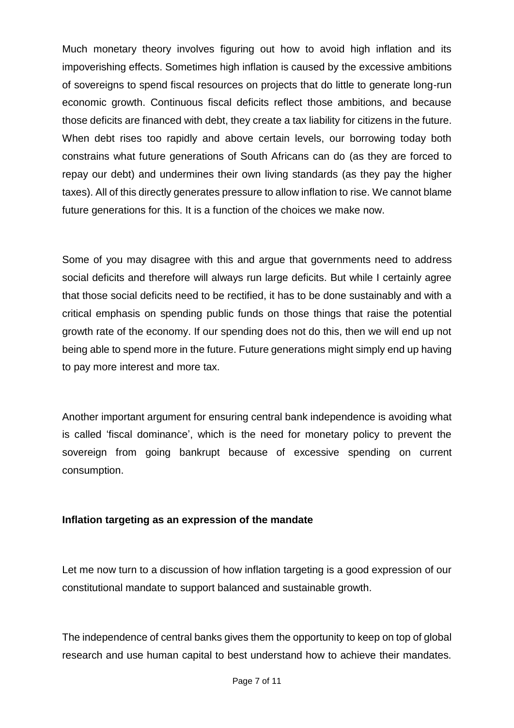Much monetary theory involves figuring out how to avoid high inflation and its impoverishing effects. Sometimes high inflation is caused by the excessive ambitions of sovereigns to spend fiscal resources on projects that do little to generate long-run economic growth. Continuous fiscal deficits reflect those ambitions, and because those deficits are financed with debt, they create a tax liability for citizens in the future. When debt rises too rapidly and above certain levels, our borrowing today both constrains what future generations of South Africans can do (as they are forced to repay our debt) and undermines their own living standards (as they pay the higher taxes). All of this directly generates pressure to allow inflation to rise. We cannot blame future generations for this. It is a function of the choices we make now.

Some of you may disagree with this and argue that governments need to address social deficits and therefore will always run large deficits. But while I certainly agree that those social deficits need to be rectified, it has to be done sustainably and with a critical emphasis on spending public funds on those things that raise the potential growth rate of the economy. If our spending does not do this, then we will end up not being able to spend more in the future. Future generations might simply end up having to pay more interest and more tax.

Another important argument for ensuring central bank independence is avoiding what is called 'fiscal dominance', which is the need for monetary policy to prevent the sovereign from going bankrupt because of excessive spending on current consumption.

**Inflation targeting as an expression of the mandate**

Let me now turn to a discussion of how inflation targeting is a good expression of our constitutional mandate to support balanced and sustainable growth.

The independence of central banks gives them the opportunity to keep on top of global research and use human capital to best understand how to achieve their mandates.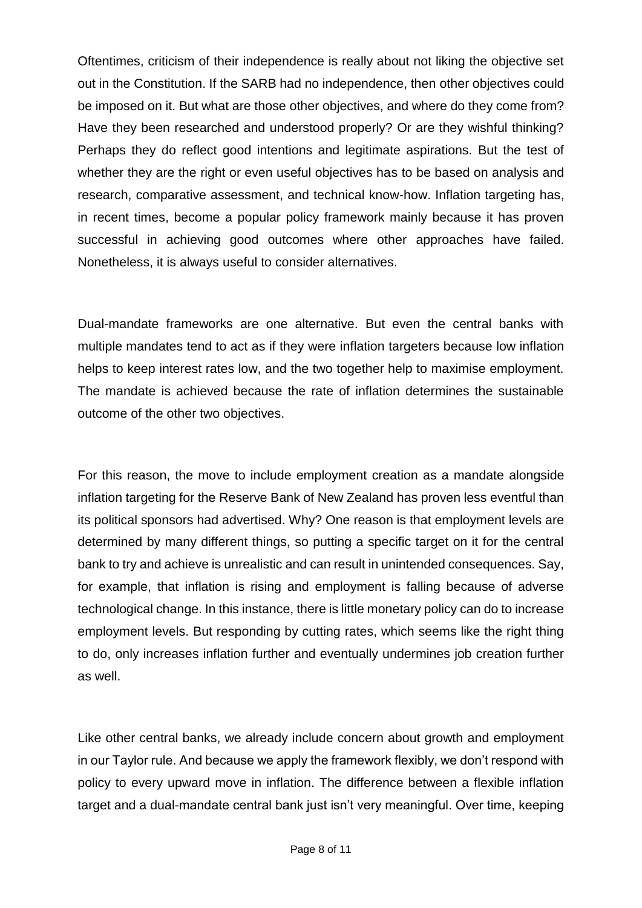Oftentimes, criticism of their independence is really about not liking the objective set out in the Constitution. If the SARB had no independence, then other objectives could be imposed on it. But what are those other objectives, and where do they come from? Have they been researched and understood properly? Or are they wishful thinking? Perhaps they do reflect good intentions and legitimate aspirations. But the test of whether they are the right or even useful objectives has to be based on analysis and research, comparative assessment, and technical know-how. Inflation targeting has, in recent times, become a popular policy framework mainly because it has proven successful in achieving good outcomes where other approaches have failed. Nonetheless, it is always useful to consider alternatives.

Dual-mandate frameworks are one alternative. But even the central banks with multiple mandates tend to act as if they were inflation targeters because low inflation helps to keep interest rates low, and the two together help to maximise employment. The mandate is achieved because the rate of inflation determines the sustainable outcome of the other two objectives.

For this reason, the move to include employment creation as a mandate alongside inflation targeting for the Reserve Bank of New Zealand has proven less eventful than its political sponsors had advertised. Why? One reason is that employment levels are determined by many different things, so putting a specific target on it for the central bank to try and achieve is unrealistic and can result in unintended consequences. Say, for example, that inflation is rising and employment is falling because of adverse technological change. In this instance, there is little monetary policy can do to increase employment levels. But responding by cutting rates, which seems like the right thing to do, only increases inflation further and eventually undermines job creation further as well.

Like other central banks, we already include concern about growth and employment in our Taylor rule. And because we apply the framework flexibly, we don't respond with policy to every upward move in inflation. The difference between a flexible inflation target and a dual-mandate central bank just isn't very meaningful. Over time, keeping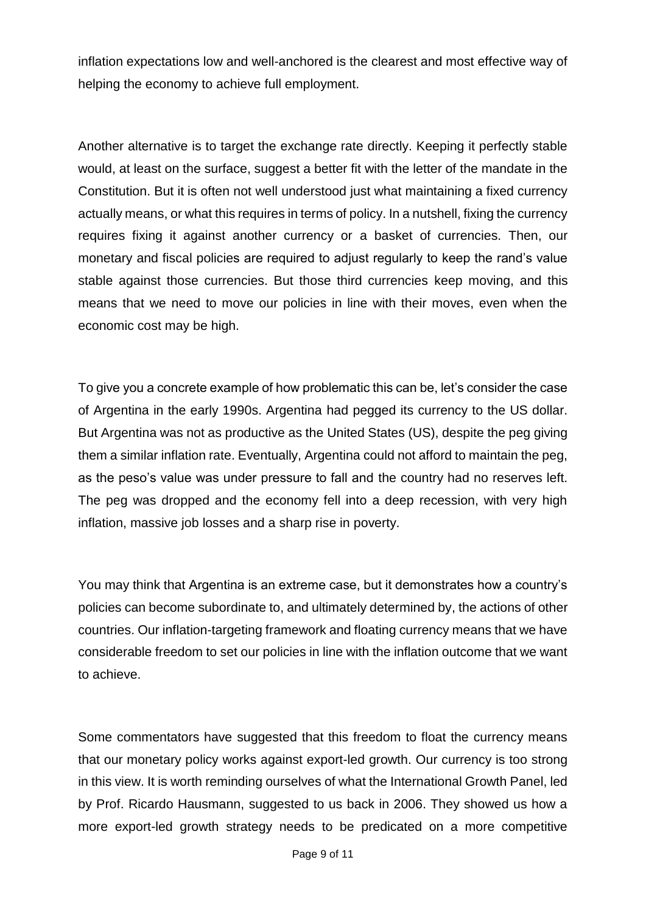inflation expectations low and well-anchored is the clearest and most effective way of helping the economy to achieve full employment.

Another alternative is to target the exchange rate directly. Keeping it perfectly stable would, at least on the surface, suggest a better fit with the letter of the mandate in the Constitution. But it is often not well understood just what maintaining a fixed currency actually means, or what this requires in terms of policy. In a nutshell, fixing the currency requires fixing it against another currency or a basket of currencies. Then, our monetary and fiscal policies are required to adjust regularly to keep the rand's value stable against those currencies. But those third currencies keep moving, and this means that we need to move our policies in line with their moves, even when the economic cost may be high.

To give you a concrete example of how problematic this can be, let's consider the case of Argentina in the early 1990s. Argentina had pegged its currency to the US dollar. But Argentina was not as productive as the United States (US), despite the peg giving them a similar inflation rate. Eventually, Argentina could not afford to maintain the peg, as the peso's value was under pressure to fall and the country had no reserves left. The peg was dropped and the economy fell into a deep recession, with very high inflation, massive job losses and a sharp rise in poverty.

You may think that Argentina is an extreme case, but it demonstrates how a country's policies can become subordinate to, and ultimately determined by, the actions of other countries. Our inflation-targeting framework and floating currency means that we have considerable freedom to set our policies in line with the inflation outcome that we want to achieve.

Some commentators have suggested that this freedom to float the currency means that our monetary policy works against export-led growth. Our currency is too strong in this view. It is worth reminding ourselves of what the International Growth Panel, led by Prof. Ricardo Hausmann, suggested to us back in 2006. They showed us how a more export-led growth strategy needs to be predicated on a more competitive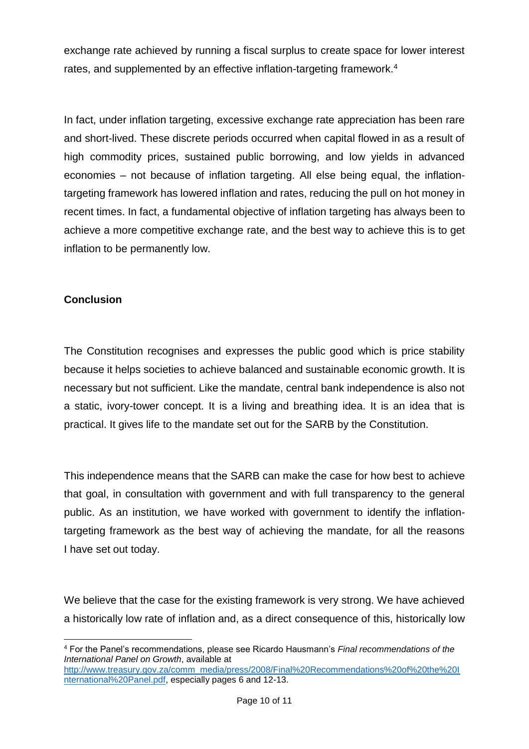exchange rate achieved by running a fiscal surplus to create space for lower interest rates, and supplemented by an effective inflation-targeting framework.[4]

In fact, under inflation targeting, excessive exchange rate appreciation has been rare and short-lived. These discrete periods occurred when capital flowed in as a result of high commodity prices, sustained public borrowing, and low yields in advanced economies – not because of inflation targeting. All else being equal, the inflation-targeting framework has lowered inflation and rates, reducing the pull on hot money in recent times. In fact, a fundamental objective of inflation targeting has always been to achieve a more competitive exchange rate, and the best way to achieve this is to get inflation to be permanently low.

**Conclusion**

The Constitution recognises and expresses the public good which is price stability because it helps societies to achieve balanced and sustainable economic growth. It is necessary but not sufficient. Like the mandate, central bank independence is also not a static, ivory-tower concept. It is a living and breathing idea. It is an idea that is practical. It gives life to the mandate set out for the SARB by the Constitution.

This independence means that the SARB can make the case for how best to achieve that goal, in consultation with government and with full transparency to the general public. As an institution, we have worked with government to identify the inflation-targeting framework as the best way of achieving the mandate, for all the reasons I have set out today.

We believe that the case for the existing framework is very strong. We have achieved a historically low rate of inflation and, as a direct consequence of this, historically low

---

[4] For the Panel's recommendations, please see Ricardo Hausmann's *Final recommendations of the International Panel on Growth*, available at http://www.treasury.gov.za/comm_media/press/2008/Final%20Recommendations%20of%20the%20International%20Panel.pdf, especially pages 6 and 12-13.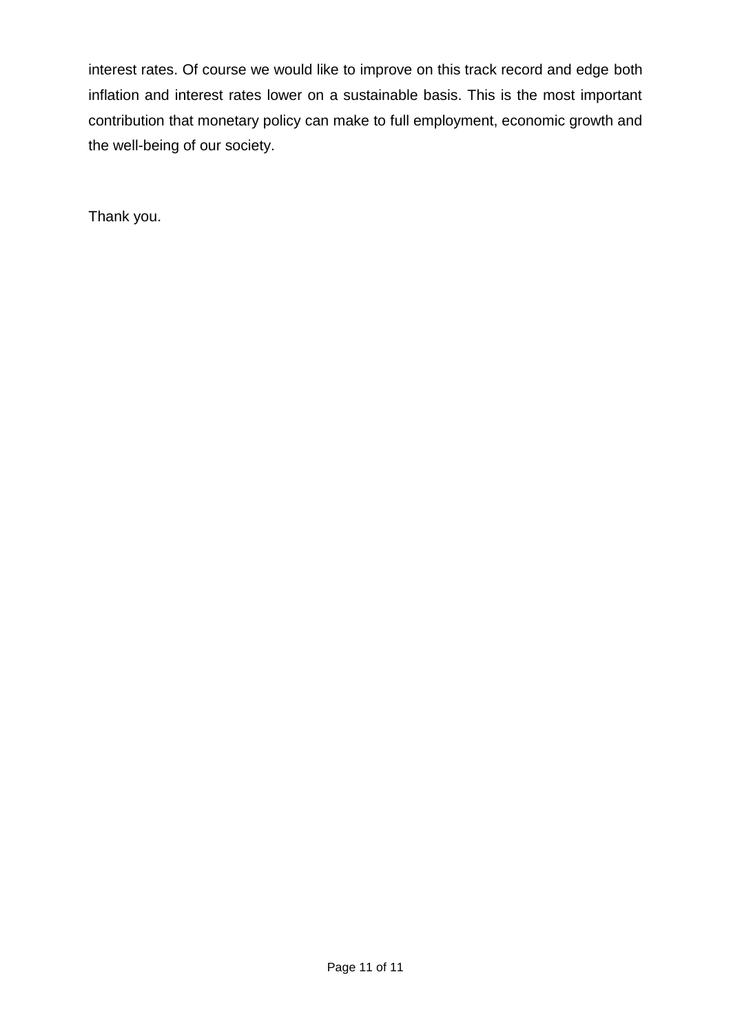interest rates. Of course we would like to improve on this track record and edge both inflation and interest rates lower on a sustainable basis. This is the most important contribution that monetary policy can make to full employment, economic growth and the well-being of our society.

Thank you.